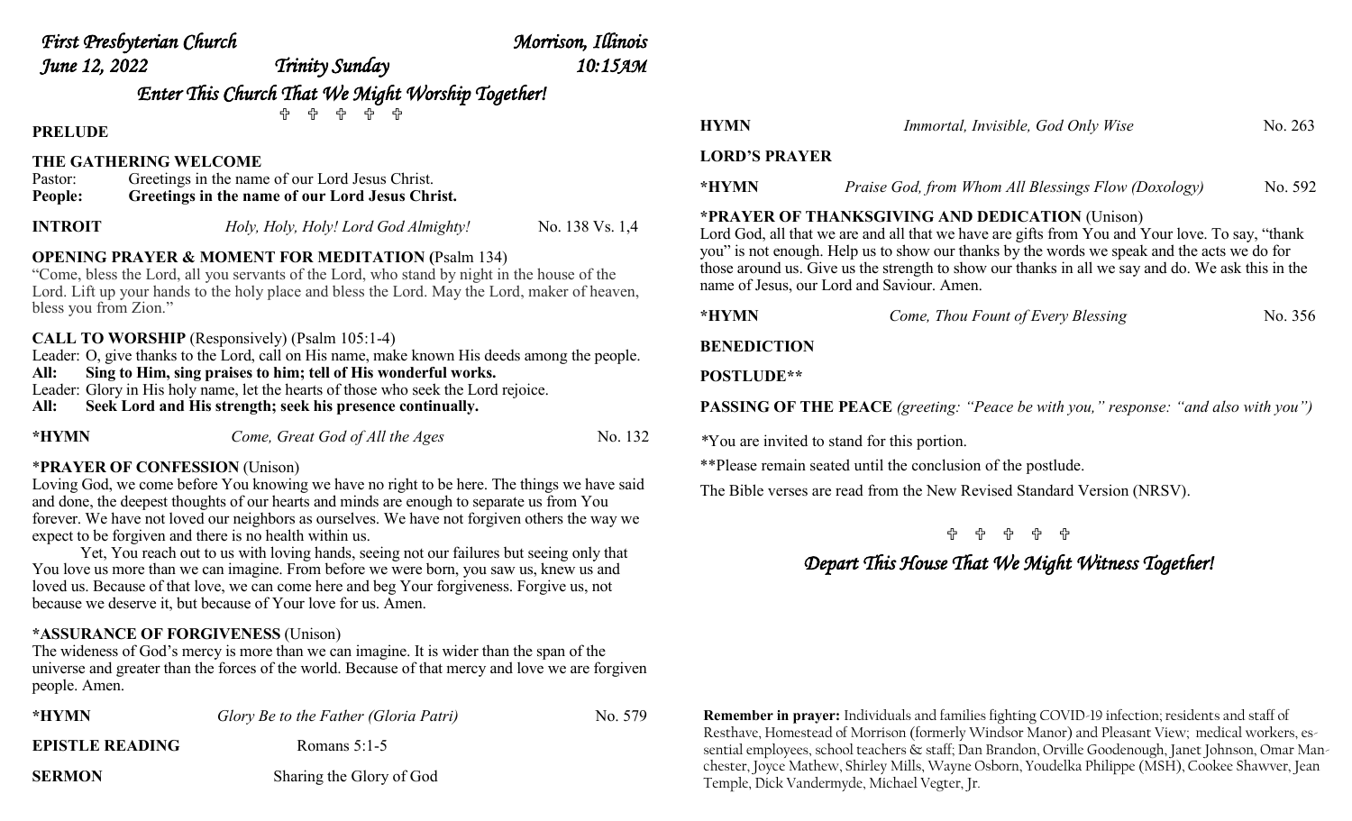*First Presbyterian Church* *Morrison, Illinois*

*June 12, 2022* *Trinity Sunday* *10:15AM*

## *Enter This Church That We Might Worship Together!*

✞ ✞ ✞ ✞ ✞

**PRELUDE**

**THE GATHERING WELCOME**

Pastor: Greetings in the name of our Lord Jesus Christ.

**People: Greetings in the name of our Lord Jesus Christ.**

**INTROIT** *Holy, Holy, Holy! Lord God Almighty!* No. 138 Vs. 1,4

**OPENING PRAYER & MOMENT FOR MEDITATION (**Psalm 134)

"Come, bless the Lord, all you servants of the Lord, who stand by night in the house of the Lord. Lift up your hands to the holy place and bless the Lord. May the Lord, maker of heaven, bless you from Zion."

**CALL TO WORSHIP** (Responsively) (Psalm 105:1-4)

Leader: O, give thanks to the Lord, call on His name, make known His deeds among the people.

**All: Sing to Him, sing praises to him; tell of His wonderful works.**

Leader: Glory in His holy name, let the hearts of those who seek the Lord rejoice.

**All: Seek Lord and His strength; seek his presence continually.**

**\*HYMN** *Come, Great God of All the Ages* No. 132

\***PRAYER OF CONFESSION** (Unison)

Loving God, we come before You knowing we have no right to be here. The things we have said and done, the deepest thoughts of our hearts and minds are enough to separate us from You forever. We have not loved our neighbors as ourselves. We have not forgiven others the way we expect to be forgiven and there is no health within us.

Yet, You reach out to us with loving hands, seeing not our failures but seeing only that You love us more than we can imagine. From before we were born, you saw us, knew us and loved us. Because of that love, we can come here and beg Your forgiveness. Forgive us, not because we deserve it, but because of Your love for us. Amen.

**\*ASSURANCE OF FORGIVENESS** (Unison)

The wideness of God's mercy is more than we can imagine. It is wider than the span of the universe and greater than the forces of the world. Because of that mercy and love we are forgiven people. Amen.

**\*HYMN** *Glory Be to the Father (Gloria Patri)* No. 579

**EPISTLE READING** Romans 5:1-5

**SERMON** Sharing the Glory of God

**HYMN** *Immortal, Invisible, God Only Wise* No. 263

**LORD'S PRAYER**

**\*HYMN** *Praise God, from Whom All Blessings Flow (Doxology)* No. 592

**\*PRAYER OF THANKSGIVING AND DEDICATION** (Unison)

Lord God, all that we are and all that we have are gifts from You and Your love. To say, "thank you" is not enough. Help us to show our thanks by the words we speak and the acts we do for those around us. Give us the strength to show our thanks in all we say and do. We ask this in the name of Jesus, our Lord and Saviour. Amen.

**\*HYMN** *Come, Thou Fount of Every Blessing* No. 356

**BENEDICTION**

**POSTLUDE\*\***

**PASSING OF THE PEACE** *(greeting: "Peace be with you," response: "and also with you")*

\*You are invited to stand for this portion.

\*\*Please remain seated until the conclusion of the postlude.

The Bible verses are read from the New Revised Standard Version (NRSV).

✞ ✞ ✞ ✞ ✞

## *Depart This House That We Might Witness Together!*

**Remember in prayer:** Individuals and families fighting COVID-19 infection; residents and staff of Resthave, Homestead of Morrison (formerly Windsor Manor) and Pleasant View; medical workers, essential employees, school teachers & staff; Dan Brandon, Orville Goodenough, Janet Johnson, Omar Manchester, Joyce Mathew, Shirley Mills, Wayne Osborn, Youdelka Philippe (MSH), Cookee Shawver, Jean Temple, Dick Vandermyde, Michael Vegter, Jr.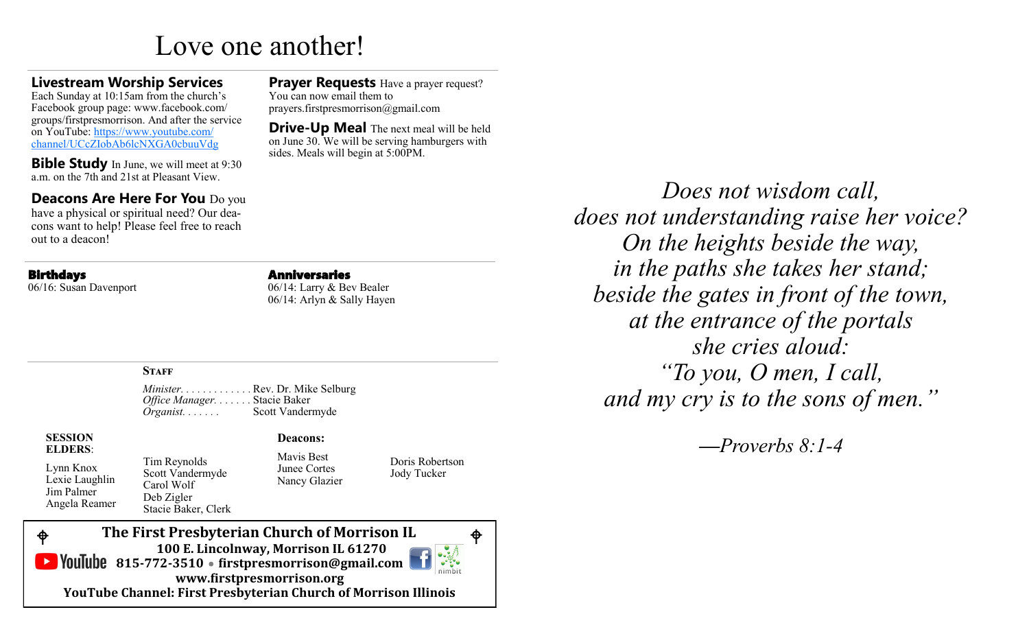# Love one another!

**Livestream Worship Services** Each Sunday at 10:15am from the church's Facebook group page: www.facebook.com/groups/firstpresmorrison. And after the service on YouTube: https://www.youtube.com/channel/UCcZIobAb6lcNXGA0cbuuVdg

**Bible Study** In June, we will meet at 9:30 a.m. on the 7th and 21st at Pleasant View.

**Deacons Are Here For You** Do you have a physical or spiritual need? Our deacons want to help! Please feel free to reach out to a deacon!

**Prayer Requests** Have a prayer request? You can now email them to prayers.firstpresmorrison@gmail.com

**Drive-Up Meal** The next meal will be held on June 30. We will be serving hamburgers with sides. Meals will begin at 5:00PM.

**Birthdays**

06/16: Susan Davenport

**Anniversaries**

06/14: Larry & Bev Bealer
06/14: Arlyn & Sally Hayen

**Staff**

*Minister.* . . . . . . . . . . . . Rev. Dr. Mike Selburg
*Office Manager.* . . . . . . Stacie Baker
*Organist.* . . . . . . . Scott Vandermyde

**SESSION ELDERS**:

Lynn Knox
Lexie Laughlin
Jim Palmer
Angela Reamer
Tim Reynolds
Scott Vandermyde
Carol Wolf
Deb Zigler
Stacie Baker, Clerk

**Deacons:**

Mavis Best
Junee Cortes
Nancy Glazier
Doris Robertson
Jody Tucker

**The First Presbyterian Church of Morrison IL**
**100 E. Lincolnway, Morrison IL 61270**
**815-772-3510 • firstpresmorrison@gmail.com**
**www.firstpresmorrison.org**
**YouTube Channel: First Presbyterian Church of Morrison Illinois**

*Does not wisdom call,*
*does not understanding raise her voice?*
*On the heights beside the way,*
*in the paths she takes her stand;*
*beside the gates in front of the town,*
*at the entrance of the portals*
*she cries aloud:*
*"To you, O men, I call,*
*and my cry is to the sons of men."*

*—Proverbs 8:1-4*